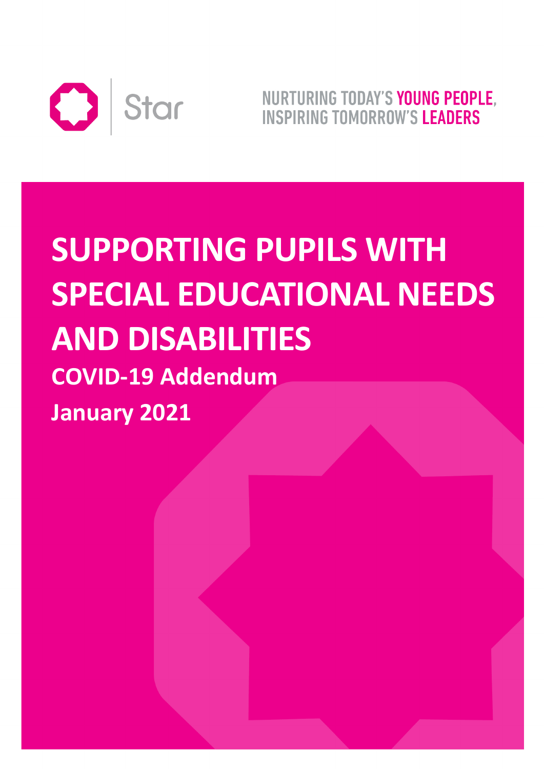Star

NURTURING TODAY'S YOUNG PEOPLE, INSPIRING TOMORROW'S LEADERS

# SUPPORTING PUPILS WITH SPECIAL EDUCATIONAL NEEDS AND DISABILITIES

**COVID-19 Addendum**

**January 2021**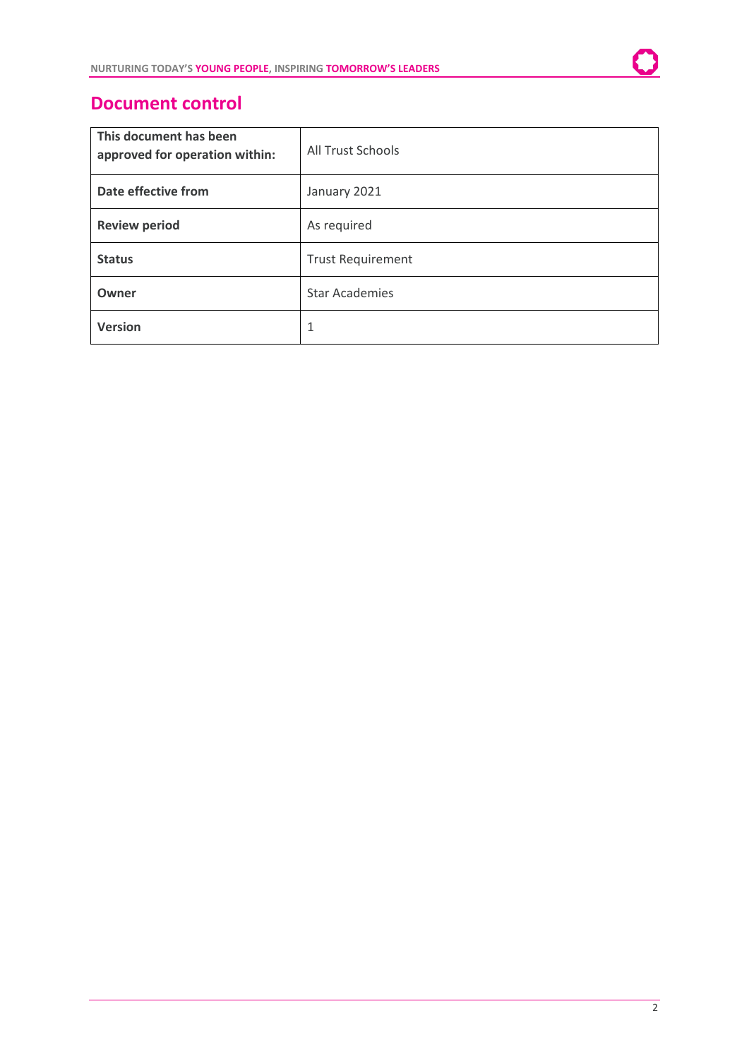# Document control

| This document has been approved for operation within: | All Trust Schools |
|---|---|
| **Date effective from** | January 2021 |
| **Review period** | As required |
| **Status** | Trust Requirement |
| **Owner** | Star Academies |
| **Version** | 1 |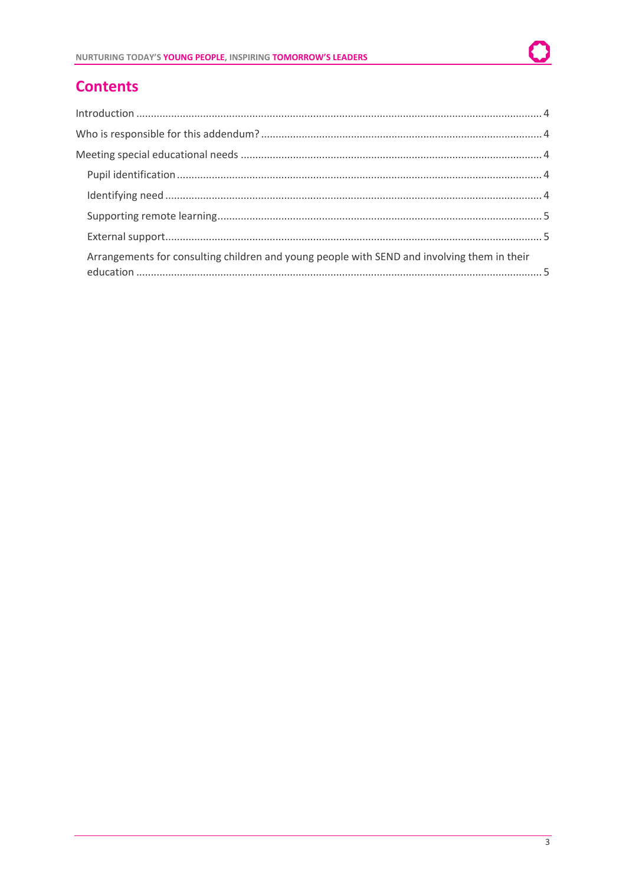## Contents

Introduction .......... 4

Who is responsible for this addendum? .......... 4

Meeting special educational needs .......... 4

- Pupil identification .......... 4
- Identifying need .......... 4
- Supporting remote learning .......... 5
- External support .......... 5
- Arrangements for consulting children and young people with SEND and involving them in their education .......... 5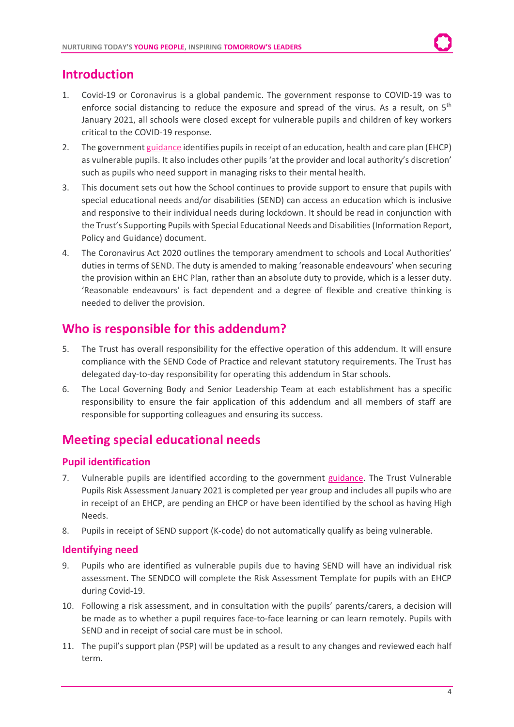## Introduction

1. Covid-19 or Coronavirus is a global pandemic. The government response to COVID-19 was to enforce social distancing to reduce the exposure and spread of the virus. As a result, on 5th January 2021, all schools were closed except for vulnerable pupils and children of key workers critical to the COVID-19 response.
2. The government guidance identifies pupils in receipt of an education, health and care plan (EHCP) as vulnerable pupils. It also includes other pupils 'at the provider and local authority's discretion' such as pupils who need support in managing risks to their mental health.
3. This document sets out how the School continues to provide support to ensure that pupils with special educational needs and/or disabilities (SEND) can access an education which is inclusive and responsive to their individual needs during lockdown. It should be read in conjunction with the Trust's Supporting Pupils with Special Educational Needs and Disabilities (Information Report, Policy and Guidance) document.
4. The Coronavirus Act 2020 outlines the temporary amendment to schools and Local Authorities' duties in terms of SEND. The duty is amended to making 'reasonable endeavours' when securing the provision within an EHC Plan, rather than an absolute duty to provide, which is a lesser duty. 'Reasonable endeavours' is fact dependent and a degree of flexible and creative thinking is needed to deliver the provision.

## Who is responsible for this addendum?

5. The Trust has overall responsibility for the effective operation of this addendum. It will ensure compliance with the SEND Code of Practice and relevant statutory requirements. The Trust has delegated day-to-day responsibility for operating this addendum in Star schools.
6. The Local Governing Body and Senior Leadership Team at each establishment has a specific responsibility to ensure the fair application of this addendum and all members of staff are responsible for supporting colleagues and ensuring its success.

## Meeting special educational needs

### Pupil identification

7. Vulnerable pupils are identified according to the government guidance. The Trust Vulnerable Pupils Risk Assessment January 2021 is completed per year group and includes all pupils who are in receipt of an EHCP, are pending an EHCP or have been identified by the school as having High Needs.
8. Pupils in receipt of SEND support (K-code) do not automatically qualify as being vulnerable.

### Identifying need

9. Pupils who are identified as vulnerable pupils due to having SEND will have an individual risk assessment. The SENDCO will complete the Risk Assessment Template for pupils with an EHCP during Covid-19.
10. Following a risk assessment, and in consultation with the pupils' parents/carers, a decision will be made as to whether a pupil requires face-to-face learning or can learn remotely. Pupils with SEND and in receipt of social care must be in school.
11. The pupil's support plan (PSP) will be updated as a result to any changes and reviewed each half term.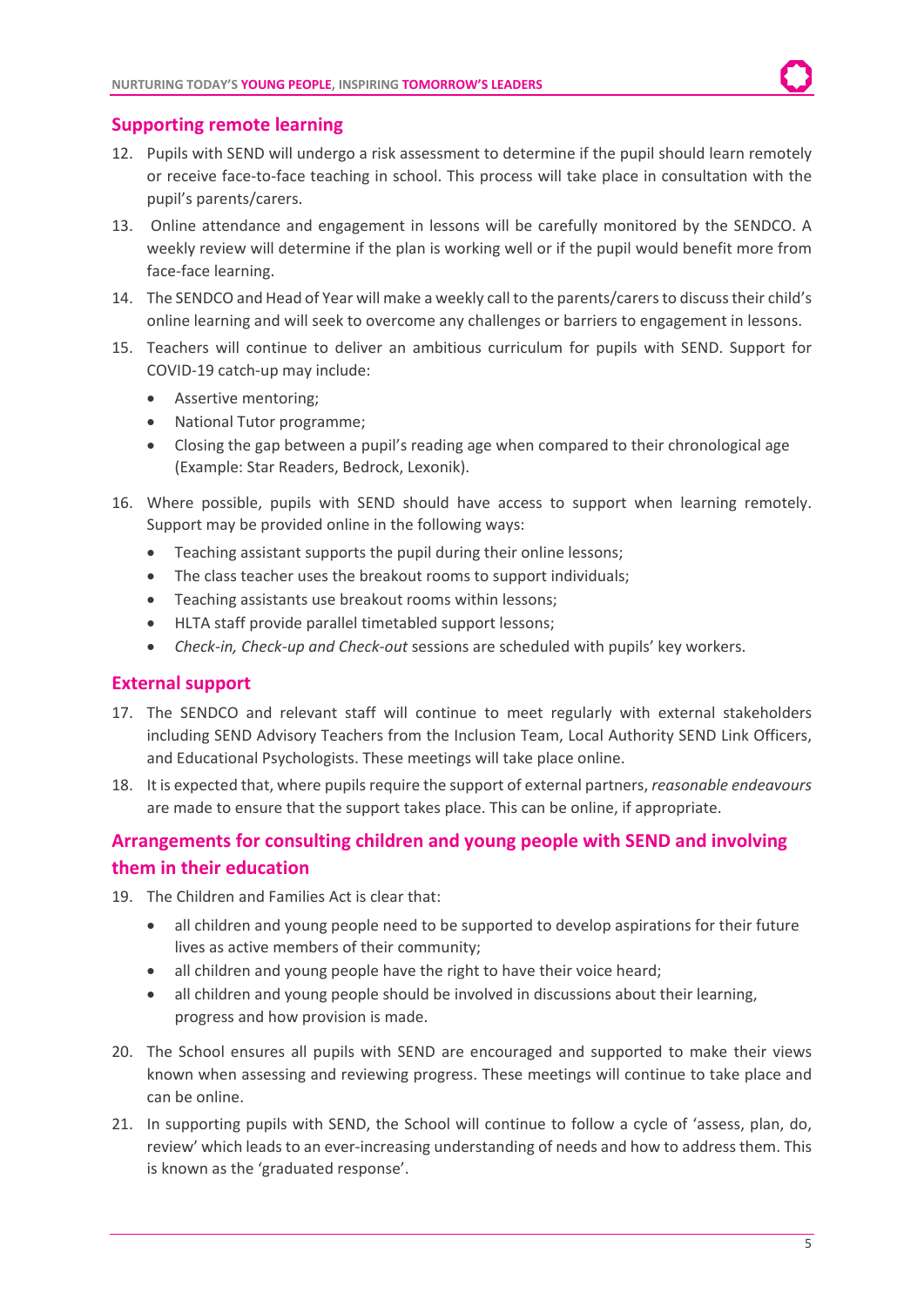## Supporting remote learning

12. Pupils with SEND will undergo a risk assessment to determine if the pupil should learn remotely or receive face-to-face teaching in school. This process will take place in consultation with the pupil's parents/carers.
13. Online attendance and engagement in lessons will be carefully monitored by the SENDCO. A weekly review will determine if the plan is working well or if the pupil would benefit more from face-face learning.
14. The SENDCO and Head of Year will make a weekly call to the parents/carers to discuss their child's online learning and will seek to overcome any challenges or barriers to engagement in lessons.
15. Teachers will continue to deliver an ambitious curriculum for pupils with SEND. Support for COVID-19 catch-up may include:
    - Assertive mentoring;
    - National Tutor programme;
    - Closing the gap between a pupil's reading age when compared to their chronological age (Example: Star Readers, Bedrock, Lexonik).
16. Where possible, pupils with SEND should have access to support when learning remotely. Support may be provided online in the following ways:
    - Teaching assistant supports the pupil during their online lessons;
    - The class teacher uses the breakout rooms to support individuals;
    - Teaching assistants use breakout rooms within lessons;
    - HLTA staff provide parallel timetabled support lessons;
    - *Check-in, Check-up and Check-out* sessions are scheduled with pupils' key workers.

## External support

17. The SENDCO and relevant staff will continue to meet regularly with external stakeholders including SEND Advisory Teachers from the Inclusion Team, Local Authority SEND Link Officers, and Educational Psychologists. These meetings will take place online.
18. It is expected that, where pupils require the support of external partners, *reasonable endeavours* are made to ensure that the support takes place. This can be online, if appropriate.

## Arrangements for consulting children and young people with SEND and involving them in their education

19. The Children and Families Act is clear that:
    - all children and young people need to be supported to develop aspirations for their future lives as active members of their community;
    - all children and young people have the right to have their voice heard;
    - all children and young people should be involved in discussions about their learning, progress and how provision is made.
20. The School ensures all pupils with SEND are encouraged and supported to make their views known when assessing and reviewing progress. These meetings will continue to take place and can be online.
21. In supporting pupils with SEND, the School will continue to follow a cycle of 'assess, plan, do, review' which leads to an ever-increasing understanding of needs and how to address them. This is known as the 'graduated response'.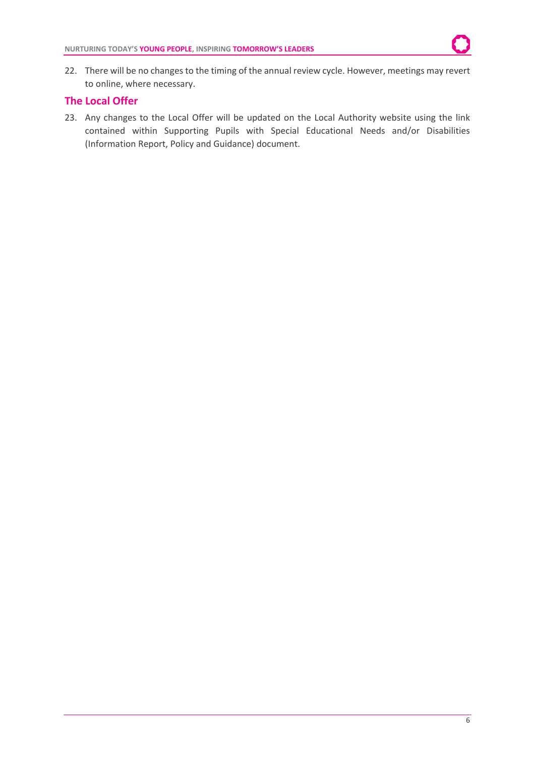22. There will be no changes to the timing of the annual review cycle. However, meetings may revert to online, where necessary.

## The Local Offer

23. Any changes to the Local Offer will be updated on the Local Authority website using the link contained within Supporting Pupils with Special Educational Needs and/or Disabilities (Information Report, Policy and Guidance) document.